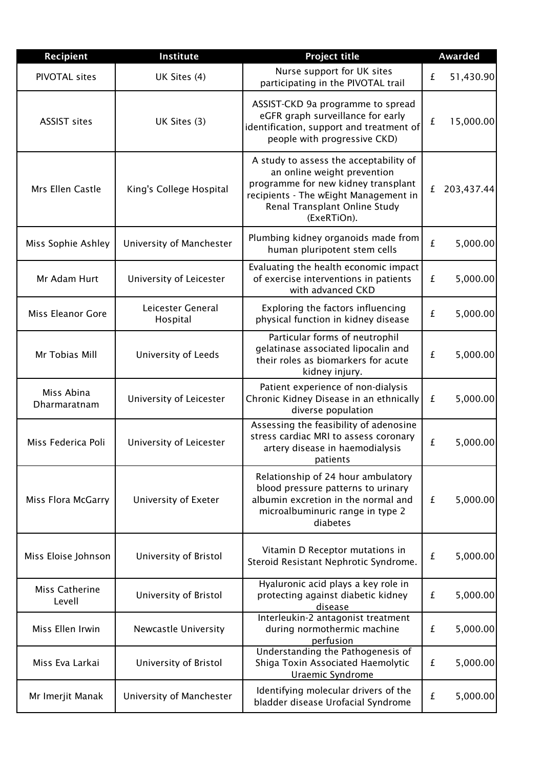| Recipient | Institute | Project title | Awarded |
| --- | --- | --- | --- |
| PIVOTAL sites | UK Sites (4) | Nurse support for UK sites participating in the PIVOTAL trail | £ 51,430.90 |
| ASSIST sites | UK Sites (3) | ASSIST-CKD 9a programme to spread eGFR graph surveillance for early identification, support and treatment of people with progressive CKD) | £ 15,000.00 |
| Mrs Ellen Castle | King's College Hospital | A study to assess the acceptability of an online weight prevention programme for new kidney transplant recipients - The wEight Management in Renal Transplant Online Study (ExeRTiOn). | £ 203,437.44 |
| Miss Sophie Ashley | University of Manchester | Plumbing kidney organoids made from human pluripotent stem cells | £ 5,000.00 |
| Mr Adam Hurt | University of Leicester | Evaluating the health economic impact of exercise interventions in patients with advanced CKD | £ 5,000.00 |
| Miss Eleanor Gore | Leicester General Hospital | Exploring the factors influencing physical function in kidney disease | £ 5,000.00 |
| Mr Tobias Mill | University of Leeds | Particular forms of neutrophil gelatinase associated lipocalin and their roles as biomarkers for acute kidney injury. | £ 5,000.00 |
| Miss Abina Dharmaratnam | University of Leicester | Patient experience of non-dialysis Chronic Kidney Disease in an ethnically diverse population | £ 5,000.00 |
| Miss Federica Poli | University of Leicester | Assessing the feasibility of adenosine stress cardiac MRI to assess coronary artery disease in haemodialysis patients | £ 5,000.00 |
| Miss Flora McGarry | University of Exeter | Relationship of 24 hour ambulatory blood pressure patterns to urinary albumin excretion in the normal and microalbuminuric range in type 2 diabetes | £ 5,000.00 |
| Miss Eloise Johnson | University of Bristol | Vitamin D Receptor mutations in Steroid Resistant Nephrotic Syndrome. | £ 5,000.00 |
| Miss Catherine Levell | University of Bristol | Hyaluronic acid plays a key role in protecting against diabetic kidney disease | £ 5,000.00 |
| Miss Ellen Irwin | Newcastle University | Interleukin-2 antagonist treatment during normothermic machine perfusion | £ 5,000.00 |
| Miss Eva Larkai | University of Bristol | Understanding the Pathogenesis of Shiga Toxin Associated Haemolytic Uraemic Syndrome | £ 5,000.00 |
| Mr Imerjit Manak | University of Manchester | Identifying molecular drivers of the bladder disease Urofacial Syndrome | £ 5,000.00 |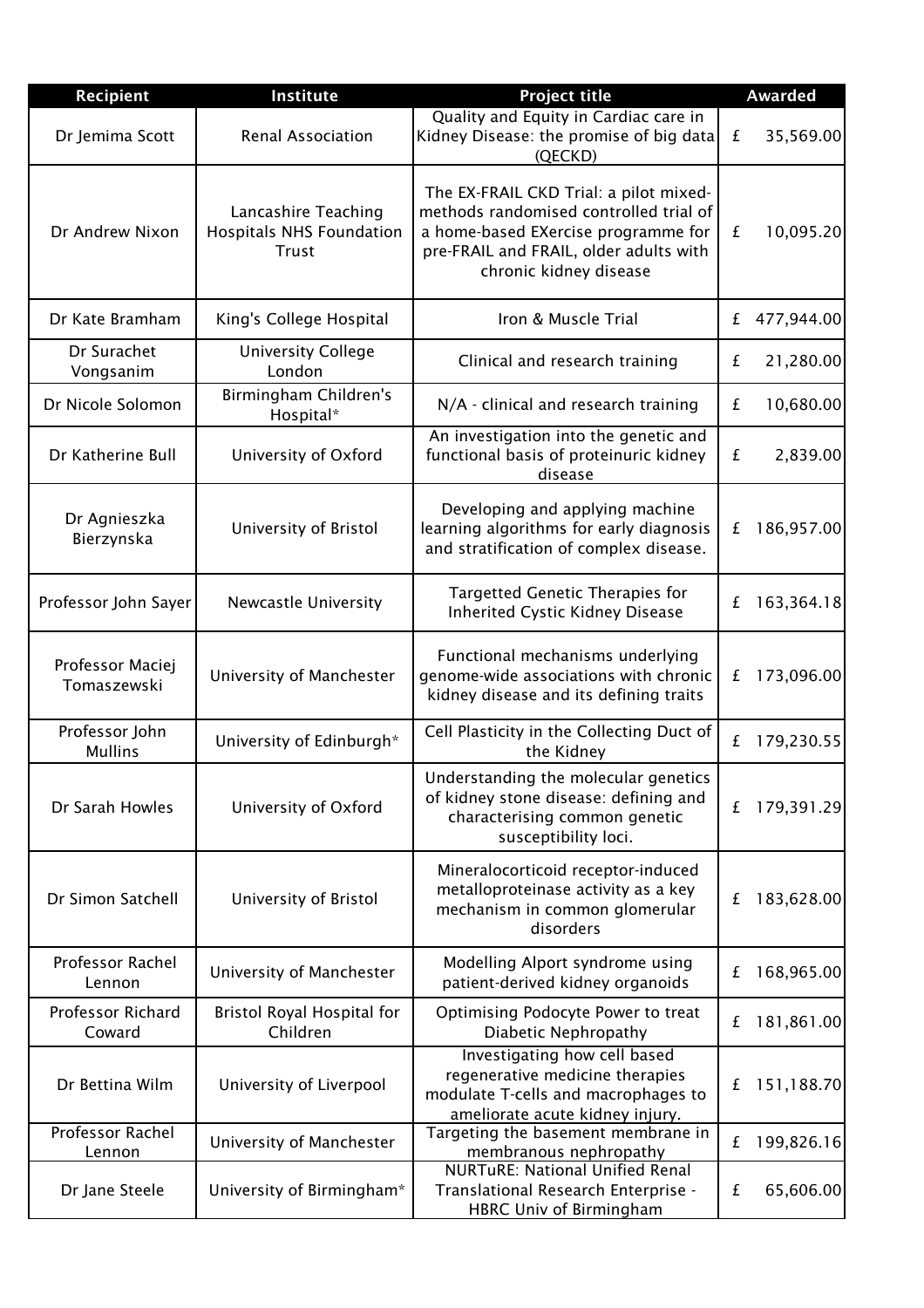| Recipient | Institute | Project title | Awarded |
|---|---|---|---|
| Dr Jemima Scott | Renal Association | Quality and Equity in Cardiac care in Kidney Disease: the promise of big data (QECKD) | £ 35,569.00 |
| Dr Andrew Nixon | Lancashire Teaching Hospitals NHS Foundation Trust | The EX-FRAIL CKD Trial: a pilot mixed-methods randomised controlled trial of a home-based EXercise programme for pre-FRAIL and FRAIL, older adults with chronic kidney disease | £ 10,095.20 |
| Dr Kate Bramham | King's College Hospital | Iron & Muscle Trial | £ 477,944.00 |
| Dr Surachet Vongsanim | University College London | Clinical and research training | £ 21,280.00 |
| Dr Nicole Solomon | Birmingham Children's Hospital* | N/A - clinical and research training | £ 10,680.00 |
| Dr Katherine Bull | University of Oxford | An investigation into the genetic and functional basis of proteinuric kidney disease | £ 2,839.00 |
| Dr Agnieszka Bierzynska | University of Bristol | Developing and applying machine learning algorithms for early diagnosis and stratification of complex disease. | £ 186,957.00 |
| Professor John Sayer | Newcastle University | Targetted Genetic Therapies for Inherited Cystic Kidney Disease | £ 163,364.18 |
| Professor Maciej Tomaszewski | University of Manchester | Functional mechanisms underlying genome-wide associations with chronic kidney disease and its defining traits | £ 173,096.00 |
| Professor John Mullins | University of Edinburgh* | Cell Plasticity in the Collecting Duct of the Kidney | £ 179,230.55 |
| Dr Sarah Howles | University of Oxford | Understanding the molecular genetics of kidney stone disease: defining and characterising common genetic susceptibility loci. | £ 179,391.29 |
| Dr Simon Satchell | University of Bristol | Mineralocorticoid receptor-induced metalloproteinase activity as a key mechanism in common glomerular disorders | £ 183,628.00 |
| Professor Rachel Lennon | University of Manchester | Modelling Alport syndrome using patient-derived kidney organoids | £ 168,965.00 |
| Professor Richard Coward | Bristol Royal Hospital for Children | Optimising Podocyte Power to treat Diabetic Nephropathy | £ 181,861.00 |
| Dr Bettina Wilm | University of Liverpool | Investigating how cell based regenerative medicine therapies modulate T-cells and macrophages to ameliorate acute kidney injury. | £ 151,188.70 |
| Professor Rachel Lennon | University of Manchester | Targeting the basement membrane in membranous nephropathy | £ 199,826.16 |
| Dr Jane Steele | University of Birmingham* | NURTuRE: National Unified Renal Translational Research Enterprise - HBRC Univ of Birmingham | £ 65,606.00 |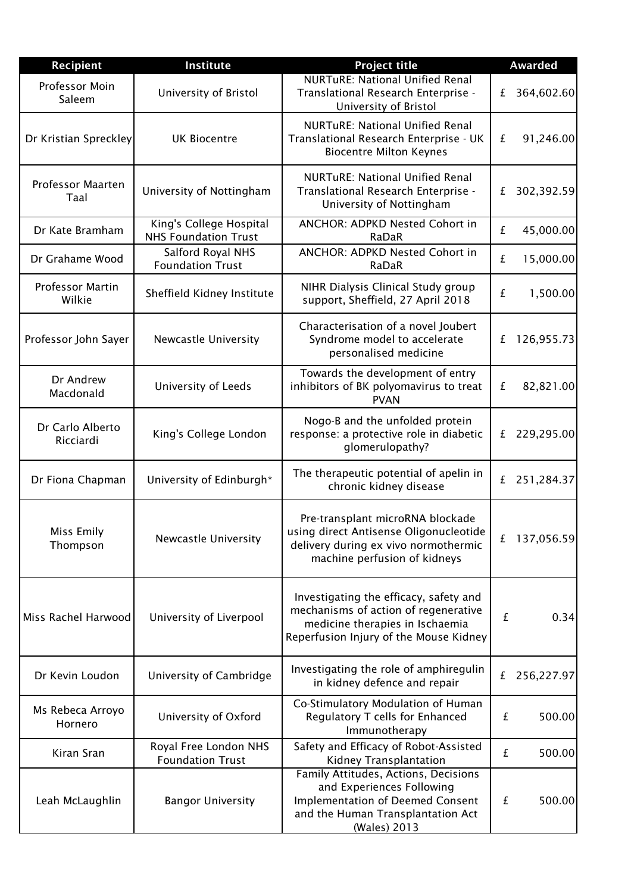| Recipient | Institute | Project title | Awarded |
| --- | --- | --- | --- |
| Professor Moin Saleem | University of Bristol | NURTuRE: National Unified Renal Translational Research Enterprise - University of Bristol | £ 364,602.60 |
| Dr Kristian Spreckley | UK Biocentre | NURTuRE: National Unified Renal Translational Research Enterprise - UK Biocentre Milton Keynes | £ 91,246.00 |
| Professor Maarten Taal | University of Nottingham | NURTuRE: National Unified Renal Translational Research Enterprise - University of Nottingham | £ 302,392.59 |
| Dr Kate Bramham | King's College Hospital NHS Foundation Trust | ANCHOR: ADPKD Nested Cohort in RaDaR | £ 45,000.00 |
| Dr Grahame Wood | Salford Royal NHS Foundation Trust | ANCHOR: ADPKD Nested Cohort in RaDaR | £ 15,000.00 |
| Professor Martin Wilkie | Sheffield Kidney Institute | NIHR Dialysis Clinical Study group support, Sheffield, 27 April 2018 | £ 1,500.00 |
| Professor John Sayer | Newcastle University | Characterisation of a novel Joubert Syndrome model to accelerate personalised medicine | £ 126,955.73 |
| Dr Andrew Macdonald | University of Leeds | Towards the development of entry inhibitors of BK polyomavirus to treat PVAN | £ 82,821.00 |
| Dr Carlo Alberto Ricciardi | King's College London | Nogo-B and the unfolded protein response: a protective role in diabetic glomerulopathy? | £ 229,295.00 |
| Dr Fiona Chapman | University of Edinburgh* | The therapeutic potential of apelin in chronic kidney disease | £ 251,284.37 |
| Miss Emily Thompson | Newcastle University | Pre-transplant microRNA blockade using direct Antisense Oligonucleotide delivery during ex vivo normothermic machine perfusion of kidneys | £ 137,056.59 |
| Miss Rachel Harwood | University of Liverpool | Investigating the efficacy, safety and mechanisms of action of regenerative medicine therapies in Ischaemia Reperfusion Injury of the Mouse Kidney | £ 0.34 |
| Dr Kevin Loudon | University of Cambridge | Investigating the role of amphiregulin in kidney defence and repair | £ 256,227.97 |
| Ms Rebeca Arroyo Hornero | University of Oxford | Co-Stimulatory Modulation of Human Regulatory T cells for Enhanced Immunotherapy | £ 500.00 |
| Kiran Sran | Royal Free London NHS Foundation Trust | Safety and Efficacy of Robot-Assisted Kidney Transplantation | £ 500.00 |
| Leah McLaughlin | Bangor University | Family Attitudes, Actions, Decisions and Experiences Following Implementation of Deemed Consent and the Human Transplantation Act (Wales) 2013 | £ 500.00 |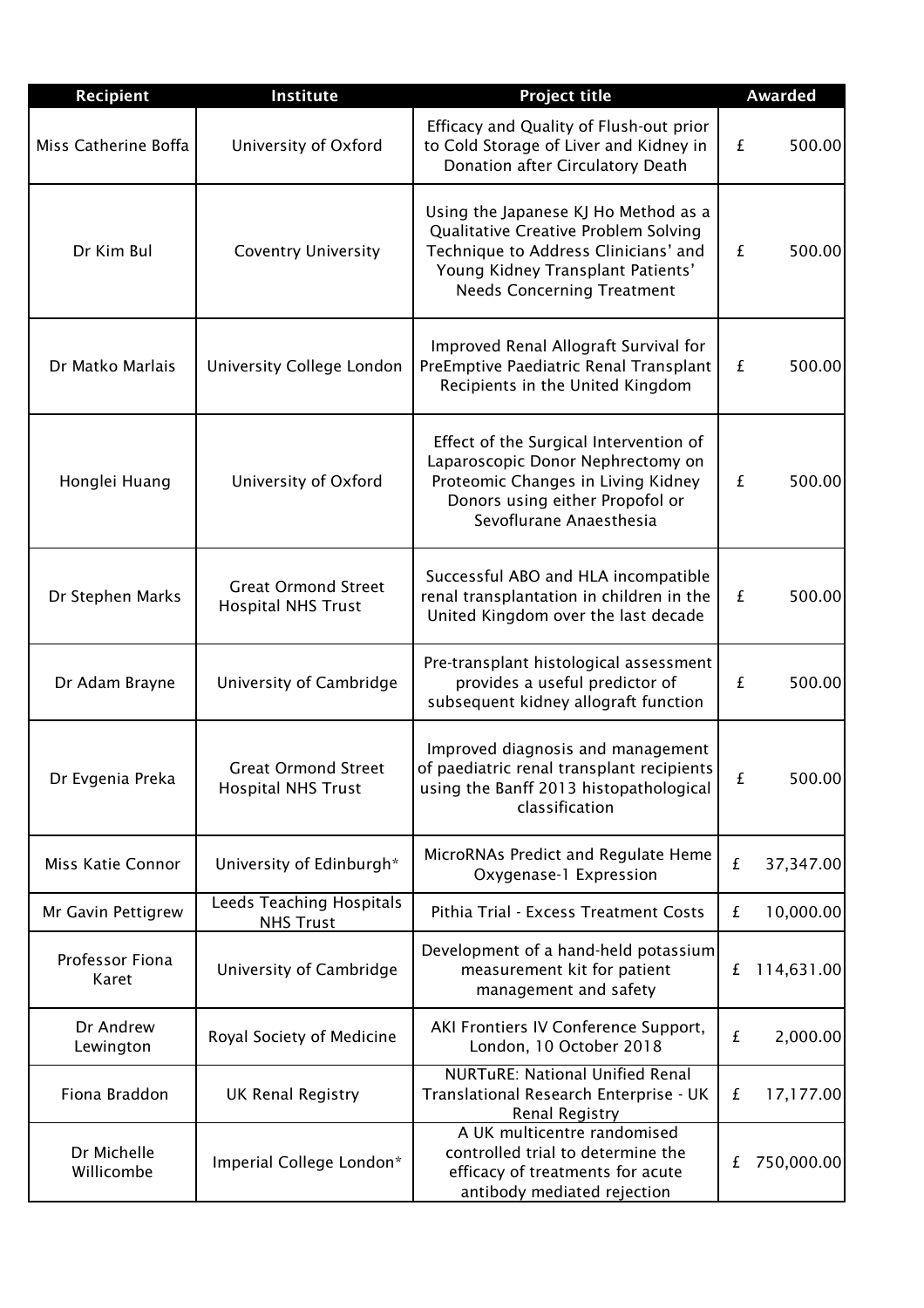| Recipient | Institute | Project title | Awarded |
| --- | --- | --- | --- |
| Miss Catherine Boffa | University of Oxford | Efficacy and Quality of Flush-out prior to Cold Storage of Liver and Kidney in Donation after Circulatory Death | £ 500.00 |
| Dr Kim Bul | Coventry University | Using the Japanese KJ Ho Method as a Qualitative Creative Problem Solving Technique to Address Clinicians' and Young Kidney Transplant Patients' Needs Concerning Treatment | £ 500.00 |
| Dr Matko Marlais | University College London | Improved Renal Allograft Survival for PreEmptive Paediatric Renal Transplant Recipients in the United Kingdom | £ 500.00 |
| Honglei Huang | University of Oxford | Effect of the Surgical Intervention of Laparoscopic Donor Nephrectomy on Proteomic Changes in Living Kidney Donors using either Propofol or Sevoflurane Anaesthesia | £ 500.00 |
| Dr Stephen Marks | Great Ormond Street Hospital NHS Trust | Successful ABO and HLA incompatible renal transplantation in children in the United Kingdom over the last decade | £ 500.00 |
| Dr Adam Brayne | University of Cambridge | Pre-transplant histological assessment provides a useful predictor of subsequent kidney allograft function | £ 500.00 |
| Dr Evgenia Preka | Great Ormond Street Hospital NHS Trust | Improved diagnosis and management of paediatric renal transplant recipients using the Banff 2013 histopathological classification | £ 500.00 |
| Miss Katie Connor | University of Edinburgh* | MicroRNAs Predict and Regulate Heme Oxygenase-1 Expression | £ 37,347.00 |
| Mr Gavin Pettigrew | Leeds Teaching Hospitals NHS Trust | Pithia Trial - Excess Treatment Costs | £ 10,000.00 |
| Professor Fiona Karet | University of Cambridge | Development of a hand-held potassium measurement kit for patient management and safety | £ 114,631.00 |
| Dr Andrew Lewington | Royal Society of Medicine | AKI Frontiers IV Conference Support, London, 10 October 2018 | £ 2,000.00 |
| Fiona Braddon | UK Renal Registry | NURTuRE: National Unified Renal Translational Research Enterprise - UK Renal Registry | £ 17,177.00 |
| Dr Michelle Willicombe | Imperial College London* | A UK multicentre randomised controlled trial to determine the efficacy of treatments for acute antibody mediated rejection | £ 750,000.00 |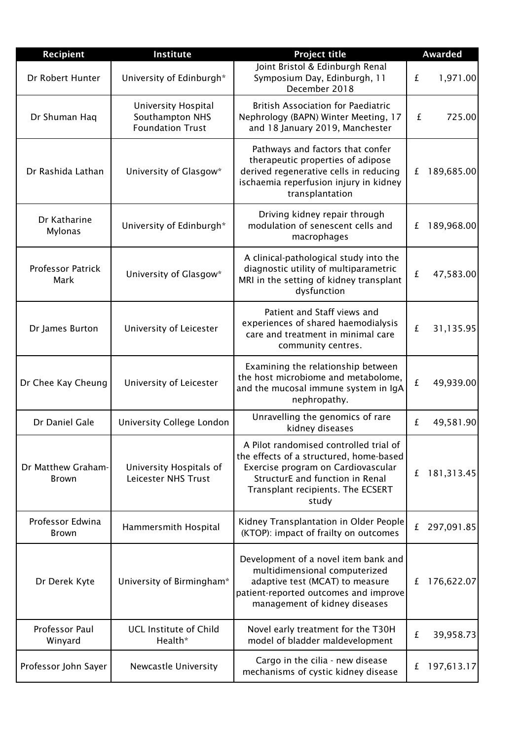| Recipient | Institute | Project title | Awarded |
|---|---|---|---|
| Dr Robert Hunter | University of Edinburgh* | Joint Bristol & Edinburgh Renal Symposium Day, Edinburgh, 11 December 2018 | £ 1,971.00 |
| Dr Shuman Haq | University Hospital Southampton NHS Foundation Trust | British Association for Paediatric Nephrology (BAPN) Winter Meeting, 17 and 18 January 2019, Manchester | £ 725.00 |
| Dr Rashida Lathan | University of Glasgow* | Pathways and factors that confer therapeutic properties of adipose derived regenerative cells in reducing ischaemia reperfusion injury in kidney transplantation | £ 189,685.00 |
| Dr Katharine Mylonas | University of Edinburgh* | Driving kidney repair through modulation of senescent cells and macrophages | £ 189,968.00 |
| Professor Patrick Mark | University of Glasgow* | A clinical-pathological study into the diagnostic utility of multiparametric MRI in the setting of kidney transplant dysfunction | £ 47,583.00 |
| Dr James Burton | University of Leicester | Patient and Staff views and experiences of shared haemodialysis care and treatment in minimal care community centres. | £ 31,135.95 |
| Dr Chee Kay Cheung | University of Leicester | Examining the relationship between the host microbiome and metabolome, and the mucosal immune system in IgA nephropathy. | £ 49,939.00 |
| Dr Daniel Gale | University College London | Unravelling the genomics of rare kidney diseases | £ 49,581.90 |
| Dr Matthew Graham-Brown | University Hospitals of Leicester NHS Trust | A Pilot randomised controlled trial of the effects of a structured, home-based Exercise program on Cardiovascular StructurE and function in Renal Transplant recipients. The ECSERT study | £ 181,313.45 |
| Professor Edwina Brown | Hammersmith Hospital | Kidney Transplantation in Older People (KTOP): impact of frailty on outcomes | £ 297,091.85 |
| Dr Derek Kyte | University of Birmingham* | Development of a novel item bank and multidimensional computerized adaptive test (MCAT) to measure patient-reported outcomes and improve management of kidney diseases | £ 176,622.07 |
| Professor Paul Winyard | UCL Institute of Child Health* | Novel early treatment for the T30H model of bladder maldevelopment | £ 39,958.73 |
| Professor John Sayer | Newcastle University | Cargo in the cilia - new disease mechanisms of cystic kidney disease | £ 197,613.17 |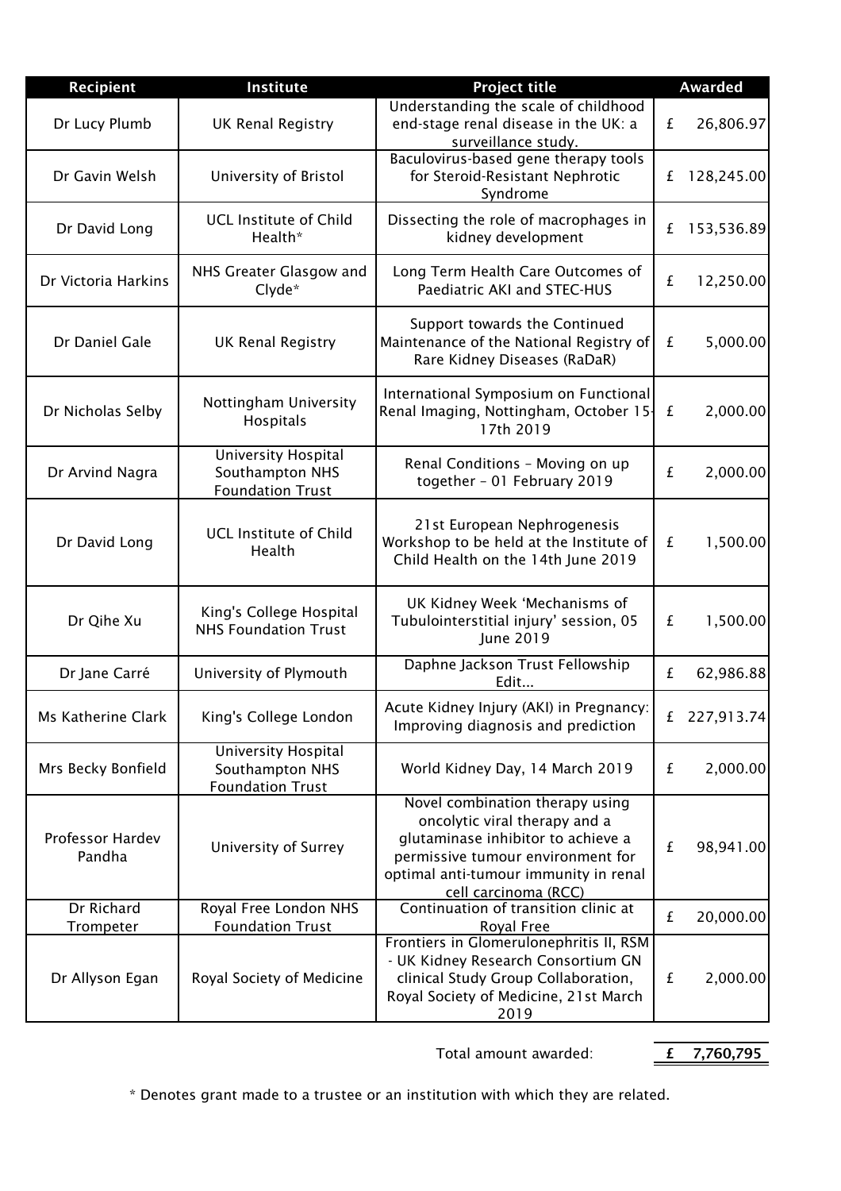| Recipient | Institute | Project title | Awarded |
|---|---|---|---|
| Dr Lucy Plumb | UK Renal Registry | Understanding the scale of childhood end-stage renal disease in the UK: a surveillance study. | £ 26,806.97 |
| Dr Gavin Welsh | University of Bristol | Baculovirus-based gene therapy tools for Steroid-Resistant Nephrotic Syndrome | £ 128,245.00 |
| Dr David Long | UCL Institute of Child Health* | Dissecting the role of macrophages in kidney development | £ 153,536.89 |
| Dr Victoria Harkins | NHS Greater Glasgow and Clyde* | Long Term Health Care Outcomes of Paediatric AKI and STEC-HUS | £ 12,250.00 |
| Dr Daniel Gale | UK Renal Registry | Support towards the Continued Maintenance of the National Registry of Rare Kidney Diseases (RaDaR) | £ 5,000.00 |
| Dr Nicholas Selby | Nottingham University Hospitals | International Symposium on Functional Renal Imaging, Nottingham, October 15-17th 2019 | £ 2,000.00 |
| Dr Arvind Nagra | University Hospital Southampton NHS Foundation Trust | Renal Conditions – Moving on up together – 01 February 2019 | £ 2,000.00 |
| Dr David Long | UCL Institute of Child Health | 21st European Nephrogenesis Workshop to be held at the Institute of Child Health on the 14th June 2019 | £ 1,500.00 |
| Dr Qihe Xu | King's College Hospital NHS Foundation Trust | UK Kidney Week 'Mechanisms of Tubulointerstitial injury' session, 05 June 2019 | £ 1,500.00 |
| Dr Jane Carré | University of Plymouth | Daphne Jackson Trust Fellowship Edit... | £ 62,986.88 |
| Ms Katherine Clark | King's College London | Acute Kidney Injury (AKI) in Pregnancy: Improving diagnosis and prediction | £ 227,913.74 |
| Mrs Becky Bonfield | University Hospital Southampton NHS Foundation Trust | World Kidney Day, 14 March 2019 | £ 2,000.00 |
| Professor Hardev Pandha | University of Surrey | Novel combination therapy using oncolytic viral therapy and a glutaminase inhibitor to achieve a permissive tumour environment for optimal anti-tumour immunity in renal cell carcinoma (RCC) | £ 98,941.00 |
| Dr Richard Trompeter | Royal Free London NHS Foundation Trust | Continuation of transition clinic at Royal Free | £ 20,000.00 |
| Dr Allyson Egan | Royal Society of Medicine | Frontiers in Glomerulonephritis II, RSM - UK Kidney Research Consortium GN clinical Study Group Collaboration, Royal Society of Medicine, 21st March 2019 | £ 2,000.00 |

Total amount awarded: **£ 7,760,795**

\* Denotes grant made to a trustee or an institution with which they are related.